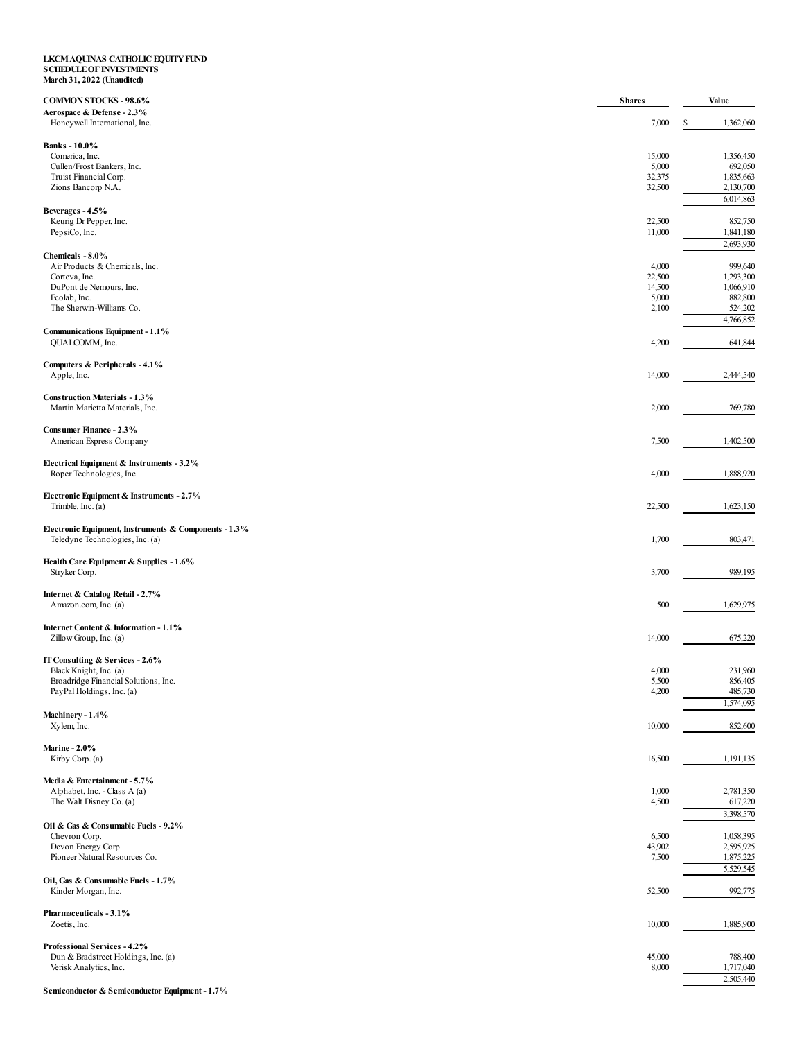**LKCM AQUINAS CATHOLIC EQUITY FUND**
**SCHEDULE OF INVESTMENTS**
**March 31, 2022 (Unaudited)**

| COMMON STOCKS - 98.6% | Shares | Value |
|---|---|---|
| **Aerospace & Defense - 2.3%** | | |
| Honeywell International, Inc. | 7,000 | $ 1,362,060 |
| | | |
| **Banks - 10.0%** | | |
| Comerica, Inc. | 15,000 | 1,356,450 |
| Cullen/Frost Bankers, Inc. | 5,000 | 692,050 |
| Truist Financial Corp. | 32,375 | 1,835,663 |
| Zions Bancorp N.A. | 32,500 | 2,130,700 |
| | | 6,014,863 |
| **Beverages - 4.5%** | | |
| Keurig Dr Pepper, Inc. | 22,500 | 852,750 |
| PepsiCo, Inc. | 11,000 | 1,841,180 |
| | | 2,693,930 |
| **Chemicals - 8.0%** | | |
| Air Products & Chemicals, Inc. | 4,000 | 999,640 |
| Corteva, Inc. | 22,500 | 1,293,300 |
| DuPont de Nemours, Inc. | 14,500 | 1,066,910 |
| Ecolab, Inc. | 5,000 | 882,800 |
| The Sherwin-Williams Co. | 2,100 | 524,202 |
| | | 4,766,852 |
| **Communications Equipment - 1.1%** | | |
| QUALCOMM, Inc. | 4,200 | 641,844 |
| | | |
| **Computers & Peripherals - 4.1%** | | |
| Apple, Inc. | 14,000 | 2,444,540 |
| | | |
| **Construction Materials - 1.3%** | | |
| Martin Marietta Materials, Inc. | 2,000 | 769,780 |
| | | |
| **Consumer Finance - 2.3%** | | |
| American Express Company | 7,500 | 1,402,500 |
| | | |
| **Electrical Equipment & Instruments - 3.2%** | | |
| Roper Technologies, Inc. | 4,000 | 1,888,920 |
| | | |
| **Electronic Equipment & Instruments - 2.7%** | | |
| Trimble, Inc. (a) | 22,500 | 1,623,150 |
| | | |
| **Electronic Equipment, Instruments & Components - 1.3%** | | |
| Teledyne Technologies, Inc. (a) | 1,700 | 803,471 |
| | | |
| **Health Care Equipment & Supplies - 1.6%** | | |
| Stryker Corp. | 3,700 | 989,195 |
| | | |
| **Internet & Catalog Retail - 2.7%** | | |
| Amazon.com, Inc. (a) | 500 | 1,629,975 |
| | | |
| **Internet Content & Information - 1.1%** | | |
| Zillow Group, Inc. (a) | 14,000 | 675,220 |
| | | |
| **IT Consulting & Services - 2.6%** | | |
| Black Knight, Inc. (a) | 4,000 | 231,960 |
| Broadridge Financial Solutions, Inc. | 5,500 | 856,405 |
| PayPal Holdings, Inc. (a) | 4,200 | 485,730 |
| | | 1,574,095 |
| **Machinery - 1.4%** | | |
| Xylem, Inc. | 10,000 | 852,600 |
| | | |
| **Marine - 2.0%** | | |
| Kirby Corp. (a) | 16,500 | 1,191,135 |
| | | |
| **Media & Entertainment - 5.7%** | | |
| Alphabet, Inc. - Class A (a) | 1,000 | 2,781,350 |
| The Walt Disney Co. (a) | 4,500 | 617,220 |
| | | 3,398,570 |
| **Oil & Gas & Consumable Fuels - 9.2%** | | |
| Chevron Corp. | 6,500 | 1,058,395 |
| Devon Energy Corp. | 43,902 | 2,595,925 |
| Pioneer Natural Resources Co. | 7,500 | 1,875,225 |
| | | 5,529,545 |
| **Oil, Gas & Consumable Fuels - 1.7%** | | |
| Kinder Morgan, Inc. | 52,500 | 992,775 |
| | | |
| **Pharmaceuticals - 3.1%** | | |
| Zoetis, Inc. | 10,000 | 1,885,900 |
| | | |
| **Professional Services - 4.2%** | | |
| Dun & Bradstreet Holdings, Inc. (a) | 45,000 | 788,400 |
| Verisk Analytics, Inc. | 8,000 | 1,717,040 |
| | | 2,505,440 |
| **Semiconductor & Semiconductor Equipment - 1.7%** | | |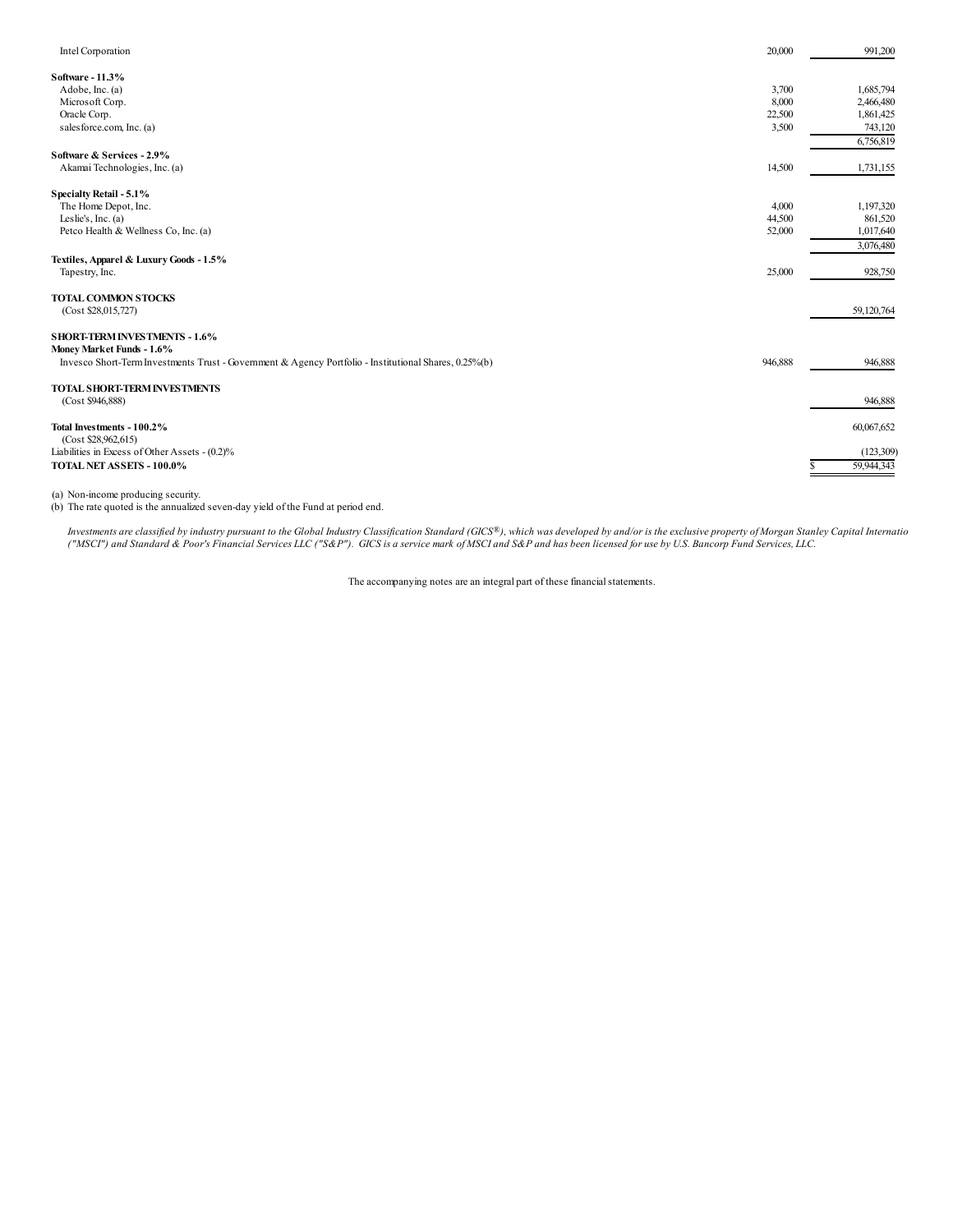| | Shares | Value |
|---|---|---|
| Intel Corporation | 20,000 | 991,200 |
| **Software - 11.3%** | | |
| Adobe, Inc. (a) | 3,700 | 1,685,794 |
| Microsoft Corp. | 8,000 | 2,466,480 |
| Oracle Corp. | 22,500 | 1,861,425 |
| salesforce.com, Inc. (a) | 3,500 | 743,120 |
| | | 6,756,819 |
| **Software & Services - 2.9%** | | |
| Akamai Technologies, Inc. (a) | 14,500 | 1,731,155 |
| **Specialty Retail - 5.1%** | | |
| The Home Depot, Inc. | 4,000 | 1,197,320 |
| Leslie's, Inc. (a) | 44,500 | 861,520 |
| Petco Health & Wellness Co, Inc. (a) | 52,000 | 1,017,640 |
| | | 3,076,480 |
| **Textiles, Apparel & Luxury Goods - 1.5%** | | |
| Tapestry, Inc. | 25,000 | 928,750 |
| **TOTAL COMMON STOCKS** | | |
| (Cost $28,015,727) | | 59,120,764 |
| **SHORT-TERM INVESTMENTS - 1.6%** | | |
| **Money Market Funds - 1.6%** | | |
| Invesco Short-Term Investments Trust - Government & Agency Portfolio - Institutional Shares, 0.25%(b) | 946,888 | 946,888 |
| **TOTAL SHORT-TERM INVESTMENTS** | | |
| (Cost $946,888) | | 946,888 |
| **Total Investments - 100.2%** | | 60,067,652 |
| (Cost $28,962,615) | | |
| Liabilities in Excess of Other Assets - (0.2)% | | (123,309) |
| **TOTAL NET ASSETS - 100.0%** | | $ 59,944,343 |

(a) Non-income producing security.
(b) The rate quoted is the annualized seven-day yield of the Fund at period end.

*Investments are classified by industry pursuant to the Global Industry Classification Standard (GICS®), which was developed by and/or is the exclusive property of Morgan Stanley Capital Internatio ("MSCI") and Standard & Poor's Financial Services LLC ("S&P"). GICS is a service mark of MSCI and S&P and has been licensed for use by U.S. Bancorp Fund Services, LLC.*

The accompanying notes are an integral part of these financial statements.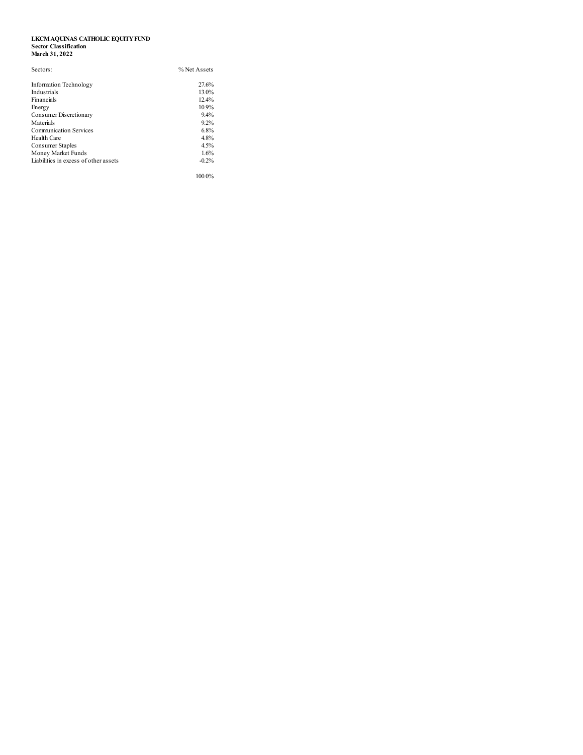**LKCM AQUINAS CATHOLIC EQUITY FUND**
**Sector Classification**
**March 31, 2022**

| Sectors: | % Net Assets |
|---|---|
| Information Technology | 27.6% |
| Industrials | 13.0% |
| Financials | 12.4% |
| Energy | 10.9% |
| Consumer Discretionary | 9.4% |
| Materials | 9.2% |
| Communication Services | 6.8% |
| Health Care | 4.8% |
| Consumer Staples | 4.5% |
| Money Market Funds | 1.6% |
| Liabilities in excess of other assets | -0.2% |
| | 100.0% |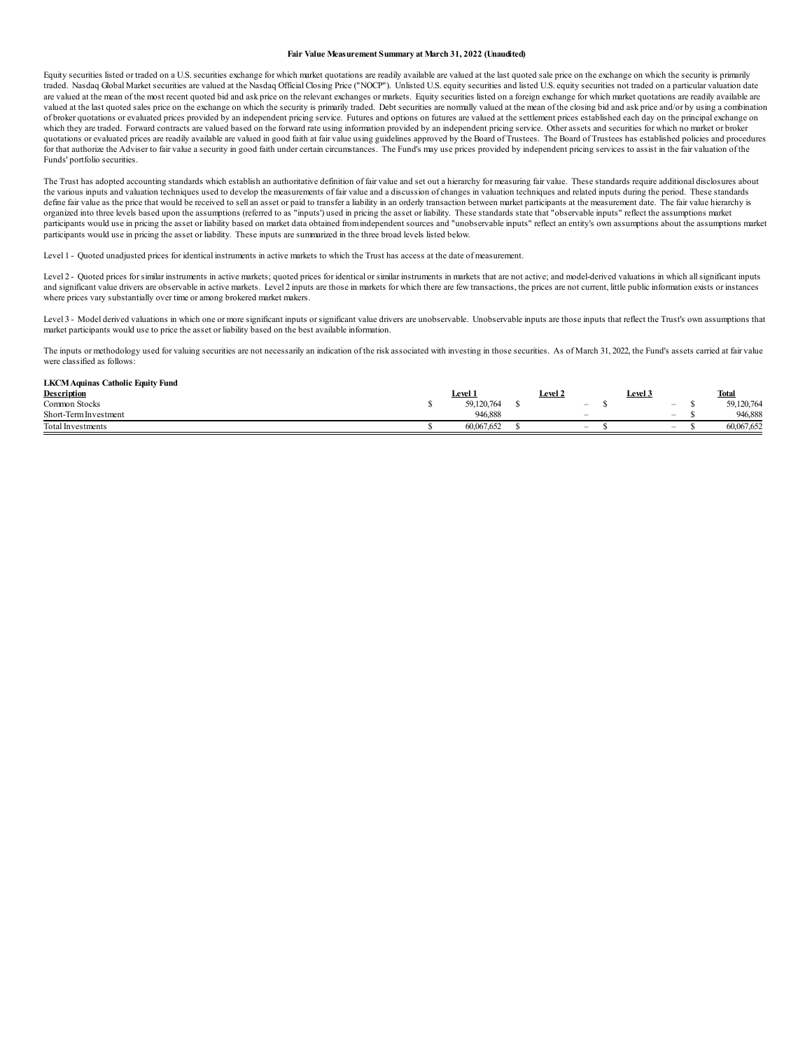## Fair Value Measurement Summary at March 31, 2022 (Unaudited)

Equity securities listed or traded on a U.S. securities exchange for which market quotations are readily available are valued at the last quoted sale price on the exchange on which the security is primarily traded. Nasdaq Global Market securities are valued at the Nasdaq Official Closing Price ("NOCP"). Unlisted U.S. equity securities and listed U.S. equity securities not traded on a particular valuation date are valued at the mean of the most recent quoted bid and ask price on the relevant exchanges or markets. Equity securities listed on a foreign exchange for which market quotations are readily available are valued at the last quoted sales price on the exchange on which the security is primarily traded. Debt securities are normally valued at the mean of the closing bid and ask price and/or by using a combination of broker quotations or evaluated prices provided by an independent pricing service. Futures and options on futures are valued at the settlement prices established each day on the principal exchange on which they are traded. Forward contracts are valued based on the forward rate using information provided by an independent pricing service. Other assets and securities for which no market or broker quotations or evaluated prices are readily available are valued in good faith at fair value using guidelines approved by the Board of Trustees. The Board of Trustees has established policies and procedures for that authorize the Adviser to fair value a security in good faith under certain circumstances. The Fund's may use prices provided by independent pricing services to assist in the fair valuation of the Funds' portfolio securities.

The Trust has adopted accounting standards which establish an authoritative definition of fair value and set out a hierarchy for measuring fair value. These standards require additional disclosures about the various inputs and valuation techniques used to develop the measurements of fair value and a discussion of changes in valuation techniques and related inputs during the period. These standards define fair value as the price that would be received to sell an asset or paid to transfer a liability in an orderly transaction between market participants at the measurement date. The fair value hierarchy is organized into three levels based upon the assumptions (referred to as "inputs') used in pricing the asset or liability. These standards state that "observable inputs" reflect the assumptions market participants would use in pricing the asset or liability based on market data obtained from independent sources and "unobservable inputs" reflect an entity's own assumptions about the assumptions market participants would use in pricing the asset or liability. These inputs are summarized in the three broad levels listed below.

Level 1 - Quoted unadjusted prices for identical instruments in active markets to which the Trust has access at the date of measurement.

Level 2 - Quoted prices for similar instruments in active markets; quoted prices for identical or similar instruments in markets that are not active; and model-derived valuations in which all significant inputs and significant value drivers are observable in active markets. Level 2 inputs are those in markets for which there are few transactions, the prices are not current, little public information exists or instances where prices vary substantially over time or among brokered market makers.

Level 3 - Model derived valuations in which one or more significant inputs or significant value drivers are unobservable. Unobservable inputs are those inputs that reflect the Trust's own assumptions that market participants would use to price the asset or liability based on the best available information.

The inputs or methodology used for valuing securities are not necessarily an indication of the risk associated with investing in those securities. As of March 31, 2022, the Fund's assets carried at fair value were classified as follows:

**LKCM Aquinas Catholic Equity Fund**

| Description | Level 1 | Level 2 | Level 3 | Total |
|---|---|---|---|---|
| Common Stocks | $ 59,120,764 | $ – | $ – | $ 59,120,764 |
| Short-Term Investment | 946,888 | – | – | 946,888 |
| Total Investments | $ 60,067,652 | $ – | $ – | $ 60,067,652 |